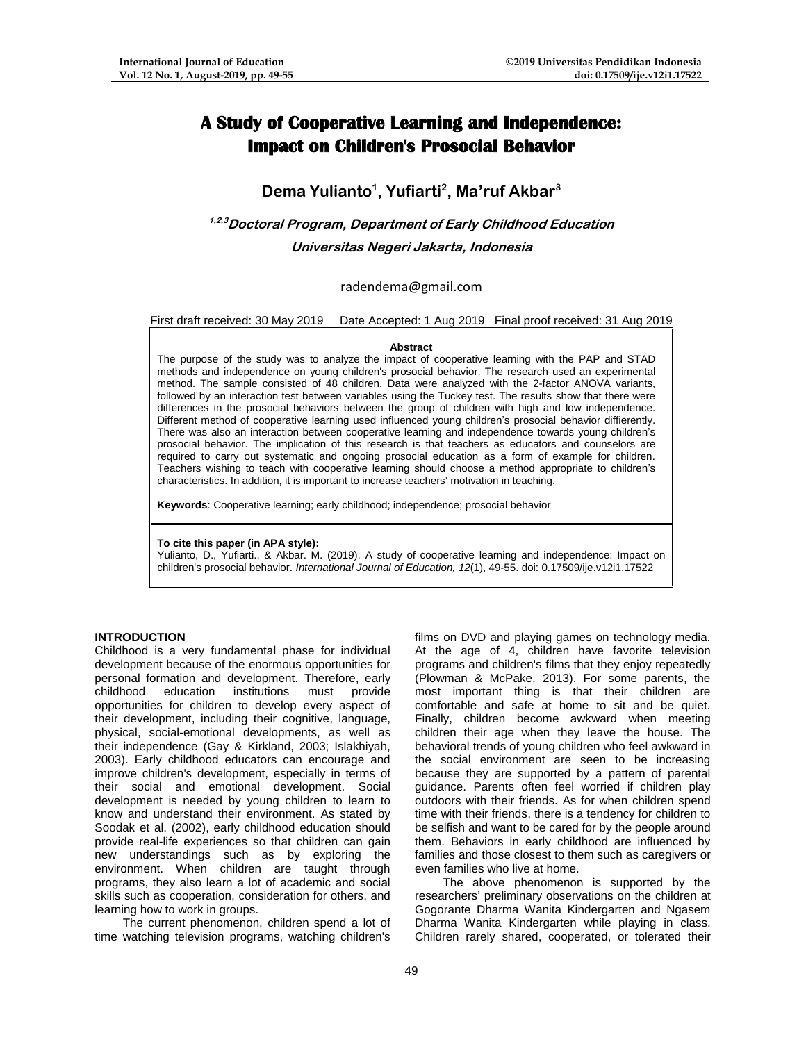# A Study of Cooperative Learning and Independence: Impact on Children's Prosocial Behavior

**Dema Yulianto[1], Yufiarti[2], Ma'ruf Akbar[3]**

***[1,2,3]Doctoral Program, Department of Early Childhood Education***
***Universitas Negeri Jakarta, Indonesia***

radendema@gmail.com

First draft received: 30 May 2019 Date Accepted: 1 Aug 2019 Final proof received: 31 Aug 2019

**Abstract**

The purpose of the study was to analyze the impact of cooperative learning with the PAP and STAD methods and independence on young children's prosocial behavior. The research used an experimental method. The sample consisted of 48 children. Data were analyzed with the 2-factor ANOVA variants, followed by an interaction test between variables using the Tuckey test. The results show that there were differences in the prosocial behaviors between the group of children with high and low independence. Different method of cooperative learning used influenced young children's prosocial behavior diffierently. There was also an interaction between cooperative learning and independence towards young children's prosocial behavior. The implication of this research is that teachers as educators and counselors are required to carry out systematic and ongoing prosocial education as a form of example for children. Teachers wishing to teach with cooperative learning should choose a method appropriate to children's characteristics. In addition, it is important to increase teachers' motivation in teaching.

**Keywords**: Cooperative learning; early childhood; independence; prosocial behavior

**To cite this paper (in APA style):**
Yulianto, D., Yufiarti., & Akbar. M. (2019). A study of cooperative learning and independence: Impact on children's prosocial behavior. *International Journal of Education, 12*(1), 49-55. doi: 0.17509/ije.v12i1.17522

## INTRODUCTION

Childhood is a very fundamental phase for individual development because of the enormous opportunities for personal formation and development. Therefore, early childhood education institutions must provide opportunities for children to develop every aspect of their development, including their cognitive, language, physical, social-emotional developments, as well as their independence (Gay & Kirkland, 2003; Islakhiyah, 2003). Early childhood educators can encourage and improve children's development, especially in terms of their social and emotional development. Social development is needed by young children to learn to know and understand their environment. As stated by Soodak et al. (2002), early childhood education should provide real-life experiences so that children can gain new understandings such as by exploring the environment. When children are taught through programs, they also learn a lot of academic and social skills such as cooperation, consideration for others, and learning how to work in groups.

The current phenomenon, children spend a lot of time watching television programs, watching children's films on DVD and playing games on technology media. At the age of 4, children have favorite television programs and children's films that they enjoy repeatedly (Plowman & McPake, 2013). For some parents, the most important thing is that their children are comfortable and safe at home to sit and be quiet. Finally, children become awkward when meeting children their age when they leave the house. The behavioral trends of young children who feel awkward in the social environment are seen to be increasing because they are supported by a pattern of parental guidance. Parents often feel worried if children play outdoors with their friends. As for when children spend time with their friends, there is a tendency for children to be selfish and want to be cared for by the people around them. Behaviors in early childhood are influenced by families and those closest to them such as caregivers or even families who live at home.

The above phenomenon is supported by the researchers' preliminary observations on the children at Gogorante Dharma Wanita Kindergarten and Ngasem Dharma Wanita Kindergarten while playing in class. Children rarely shared, cooperated, or tolerated their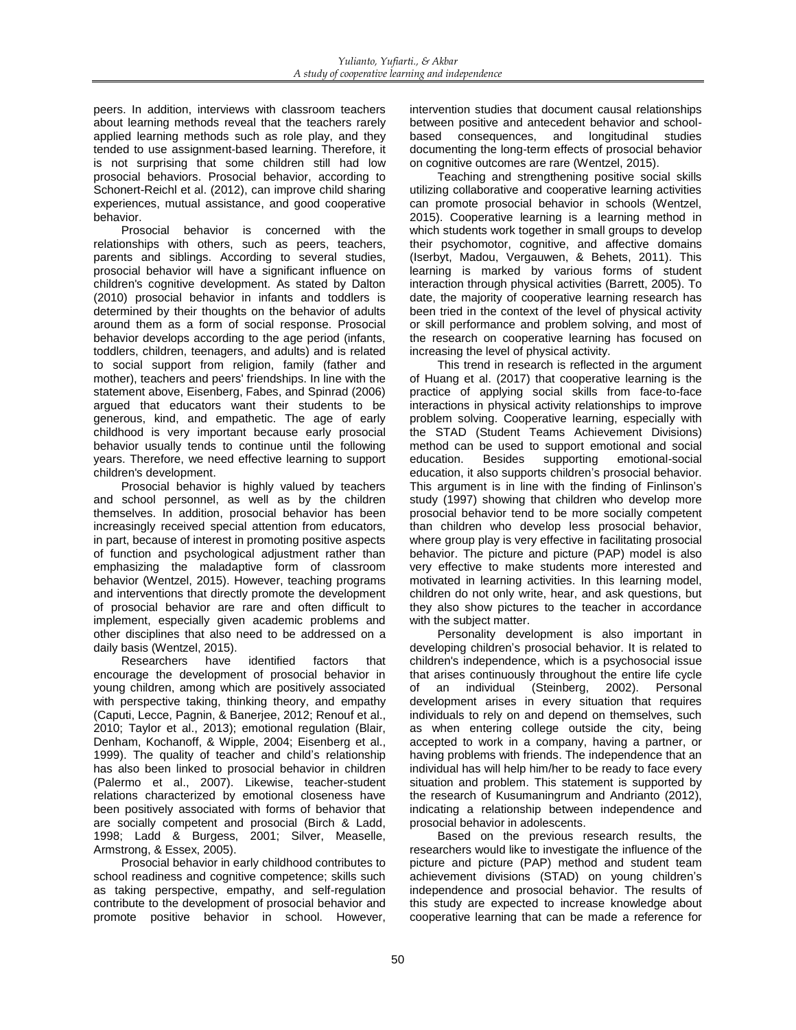peers. In addition, interviews with classroom teachers about learning methods reveal that the teachers rarely applied learning methods such as role play, and they tended to use assignment-based learning. Therefore, it is not surprising that some children still had low prosocial behaviors. Prosocial behavior, according to Schonert-Reichl et al. (2012), can improve child sharing experiences, mutual assistance, and good cooperative behavior.

Prosocial behavior is concerned with the relationships with others, such as peers, teachers, parents and siblings. According to several studies, prosocial behavior will have a significant influence on children's cognitive development. As stated by Dalton (2010) prosocial behavior in infants and toddlers is determined by their thoughts on the behavior of adults around them as a form of social response. Prosocial behavior develops according to the age period (infants, toddlers, children, teenagers, and adults) and is related to social support from religion, family (father and mother), teachers and peers' friendships. In line with the statement above, Eisenberg, Fabes, and Spinrad (2006) argued that educators want their students to be generous, kind, and empathetic. The age of early childhood is very important because early prosocial behavior usually tends to continue until the following years. Therefore, we need effective learning to support children's development.

Prosocial behavior is highly valued by teachers and school personnel, as well as by the children themselves. In addition, prosocial behavior has been increasingly received special attention from educators, in part, because of interest in promoting positive aspects of function and psychological adjustment rather than emphasizing the maladaptive form of classroom behavior (Wentzel, 2015). However, teaching programs and interventions that directly promote the development of prosocial behavior are rare and often difficult to implement, especially given academic problems and other disciplines that also need to be addressed on a daily basis (Wentzel, 2015).

Researchers have identified factors that encourage the development of prosocial behavior in young children, among which are positively associated with perspective taking, thinking theory, and empathy (Caputi, Lecce, Pagnin, & Banerjee, 2012; Renouf et al., 2010; Taylor et al., 2013); emotional regulation (Blair, Denham, Kochanoff, & Wipple, 2004; Eisenberg et al., 1999). The quality of teacher and child's relationship has also been linked to prosocial behavior in children (Palermo et al., 2007). Likewise, teacher-student relations characterized by emotional closeness have been positively associated with forms of behavior that are socially competent and prosocial (Birch & Ladd, 1998; Ladd & Burgess, 2001; Silver, Measelle, Armstrong, & Essex, 2005).

Prosocial behavior in early childhood contributes to school readiness and cognitive competence; skills such as taking perspective, empathy, and self-regulation contribute to the development of prosocial behavior and promote positive behavior in school. However, intervention studies that document causal relationships between positive and antecedent behavior and school-based consequences, and longitudinal studies documenting the long-term effects of prosocial behavior on cognitive outcomes are rare (Wentzel, 2015).

Teaching and strengthening positive social skills utilizing collaborative and cooperative learning activities can promote prosocial behavior in schools (Wentzel, 2015). Cooperative learning is a learning method in which students work together in small groups to develop their psychomotor, cognitive, and affective domains (Iserbyt, Madou, Vergauwen, & Behets, 2011). This learning is marked by various forms of student interaction through physical activities (Barrett, 2005). To date, the majority of cooperative learning research has been tried in the context of the level of physical activity or skill performance and problem solving, and most of the research on cooperative learning has focused on increasing the level of physical activity.

This trend in research is reflected in the argument of Huang et al. (2017) that cooperative learning is the practice of applying social skills from face-to-face interactions in physical activity relationships to improve problem solving. Cooperative learning, especially with the STAD (Student Teams Achievement Divisions) method can be used to support emotional and social education. Besides supporting emotional-social education, it also supports children's prosocial behavior. This argument is in line with the finding of Finlinson's study (1997) showing that children who develop more prosocial behavior tend to be more socially competent than children who develop less prosocial behavior, where group play is very effective in facilitating prosocial behavior. The picture and picture (PAP) model is also very effective to make students more interested and motivated in learning activities. In this learning model, children do not only write, hear, and ask questions, but they also show pictures to the teacher in accordance with the subject matter.

Personality development is also important in developing children's prosocial behavior. It is related to children's independence, which is a psychosocial issue that arises continuously throughout the entire life cycle of an individual (Steinberg, 2002). Personal development arises in every situation that requires individuals to rely on and depend on themselves, such as when entering college outside the city, being accepted to work in a company, having a partner, or having problems with friends. The independence that an individual has will help him/her to be ready to face every situation and problem. This statement is supported by the research of Kusumaningrum and Andrianto (2012), indicating a relationship between independence and prosocial behavior in adolescents.

Based on the previous research results, the researchers would like to investigate the influence of the picture and picture (PAP) method and student team achievement divisions (STAD) on young children's independence and prosocial behavior. The results of this study are expected to increase knowledge about cooperative learning that can be made a reference for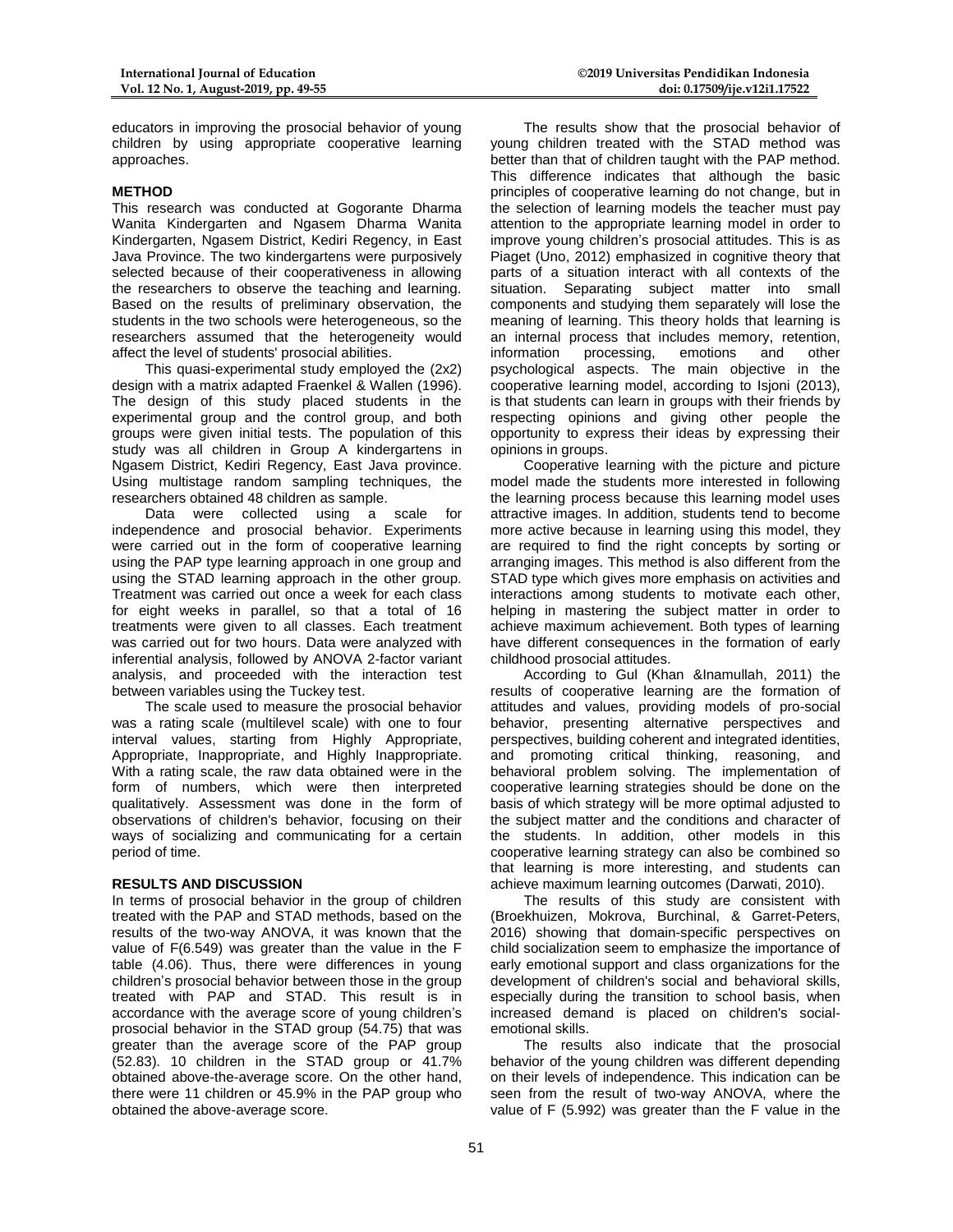educators in improving the prosocial behavior of young children by using appropriate cooperative learning approaches.

## METHOD

This research was conducted at Gogorante Dharma Wanita Kindergarten and Ngasem Dharma Wanita Kindergarten, Ngasem District, Kediri Regency, in East Java Province. The two kindergartens were purposively selected because of their cooperativeness in allowing the researchers to observe the teaching and learning. Based on the results of preliminary observation, the students in the two schools were heterogeneous, so the researchers assumed that the heterogeneity would affect the level of students' prosocial abilities.

This quasi-experimental study employed the (2x2) design with a matrix adapted Fraenkel & Wallen (1996). The design of this study placed students in the experimental group and the control group, and both groups were given initial tests. The population of this study was all children in Group A kindergartens in Ngasem District, Kediri Regency, East Java province. Using multistage random sampling techniques, the researchers obtained 48 children as sample.

Data were collected using a scale for independence and prosocial behavior. Experiments were carried out in the form of cooperative learning using the PAP type learning approach in one group and using the STAD learning approach in the other group. Treatment was carried out once a week for each class for eight weeks in parallel, so that a total of 16 treatments were given to all classes. Each treatment was carried out for two hours. Data were analyzed with inferential analysis, followed by ANOVA 2-factor variant analysis, and proceeded with the interaction test between variables using the Tuckey test.

The scale used to measure the prosocial behavior was a rating scale (multilevel scale) with one to four interval values, starting from Highly Appropriate, Appropriate, Inappropriate, and Highly Inappropriate. With a rating scale, the raw data obtained were in the form of numbers, which were then interpreted qualitatively. Assessment was done in the form of observations of children's behavior, focusing on their ways of socializing and communicating for a certain period of time.

## RESULTS AND DISCUSSION

In terms of prosocial behavior in the group of children treated with the PAP and STAD methods, based on the results of the two-way ANOVA, it was known that the value of F(6.549) was greater than the value in the F table (4.06). Thus, there were differences in young children's prosocial behavior between those in the group treated with PAP and STAD. This result is in accordance with the average score of young children's prosocial behavior in the STAD group (54.75) that was greater than the average score of the PAP group (52.83). 10 children in the STAD group or 41.7% obtained above-the-average score. On the other hand, there were 11 children or 45.9% in the PAP group who obtained the above-average score.

The results show that the prosocial behavior of young children treated with the STAD method was better than that of children taught with the PAP method. This difference indicates that although the basic principles of cooperative learning do not change, but in the selection of learning models the teacher must pay attention to the appropriate learning model in order to improve young children's prosocial attitudes. This is as Piaget (Uno, 2012) emphasized in cognitive theory that parts of a situation interact with all contexts of the situation. Separating subject matter into small components and studying them separately will lose the meaning of learning. This theory holds that learning is an internal process that includes memory, retention, information processing, emotions and other psychological aspects. The main objective in the cooperative learning model, according to Isjoni (2013), is that students can learn in groups with their friends by respecting opinions and giving other people the opportunity to express their ideas by expressing their opinions in groups.

Cooperative learning with the picture and picture model made the students more interested in following the learning process because this learning model uses attractive images. In addition, students tend to become more active because in learning using this model, they are required to find the right concepts by sorting or arranging images. This method is also different from the STAD type which gives more emphasis on activities and interactions among students to motivate each other, helping in mastering the subject matter in order to achieve maximum achievement. Both types of learning have different consequences in the formation of early childhood prosocial attitudes.

According to Gul (Khan &Inamullah, 2011) the results of cooperative learning are the formation of attitudes and values, providing models of pro-social behavior, presenting alternative perspectives and perspectives, building coherent and integrated identities, and promoting critical thinking, reasoning, and behavioral problem solving. The implementation of cooperative learning strategies should be done on the basis of which strategy will be more optimal adjusted to the subject matter and the conditions and character of the students. In addition, other models in this cooperative learning strategy can also be combined so that learning is more interesting, and students can achieve maximum learning outcomes (Darwati, 2010).

The results of this study are consistent with (Broekhuizen, Mokrova, Burchinal, & Garret-Peters, 2016) showing that domain-specific perspectives on child socialization seem to emphasize the importance of early emotional support and class organizations for the development of children's social and behavioral skills, especially during the transition to school basis, when increased demand is placed on children's social-emotional skills.

The results also indicate that the prosocial behavior of the young children was different depending on their levels of independence. This indication can be seen from the result of two-way ANOVA, where the value of F (5.992) was greater than the F value in the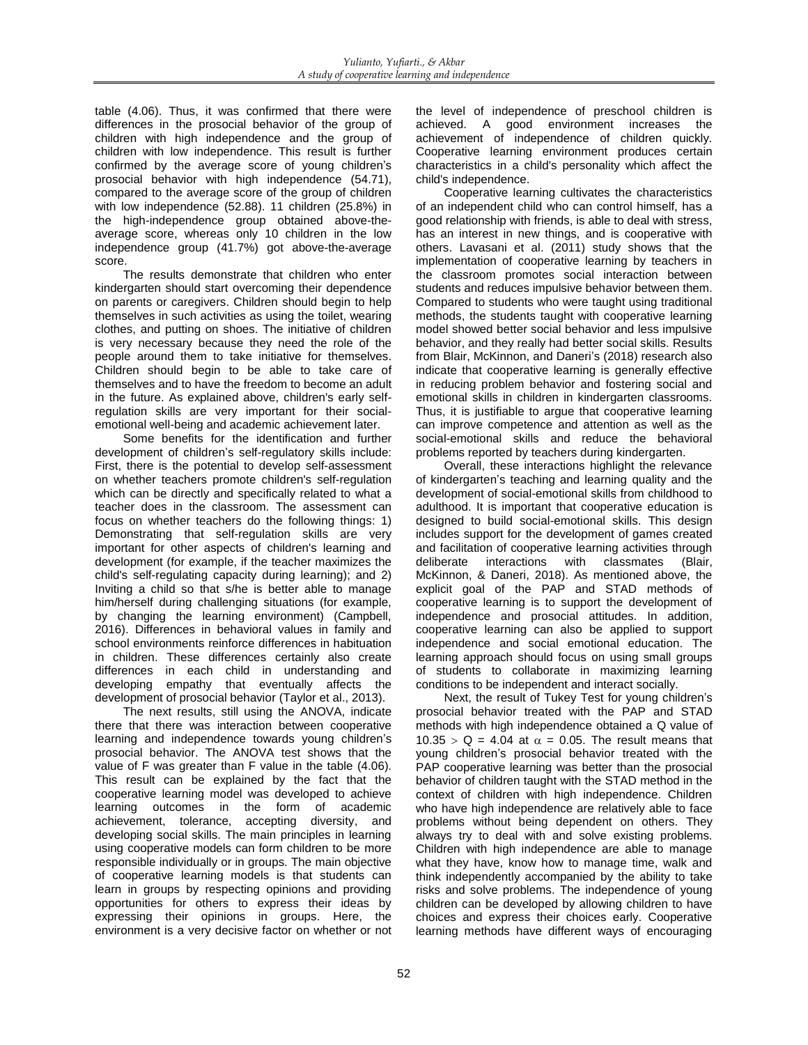table (4.06). Thus, it was confirmed that there were differences in the prosocial behavior of the group of children with high independence and the group of children with low independence. This result is further confirmed by the average score of young children's prosocial behavior with high independence (54.71), compared to the average score of the group of children with low independence (52.88). 11 children (25.8%) in the high-independence group obtained above-the-average score, whereas only 10 children in the low independence group (41.7%) got above-the-average score.

The results demonstrate that children who enter kindergarten should start overcoming their dependence on parents or caregivers. Children should begin to help themselves in such activities as using the toilet, wearing clothes, and putting on shoes. The initiative of children is very necessary because they need the role of the people around them to take initiative for themselves. Children should begin to be able to take care of themselves and to have the freedom to become an adult in the future. As explained above, children's early self-regulation skills are very important for their social-emotional well-being and academic achievement later.

Some benefits for the identification and further development of children's self-regulatory skills include: First, there is the potential to develop self-assessment on whether teachers promote children's self-regulation which can be directly and specifically related to what a teacher does in the classroom. The assessment can focus on whether teachers do the following things: 1) Demonstrating that self-regulation skills are very important for other aspects of children's learning and development (for example, if the teacher maximizes the child's self-regulating capacity during learning); and 2) Inviting a child so that s/he is better able to manage him/herself during challenging situations (for example, by changing the learning environment) (Campbell, 2016). Differences in behavioral values in family and school environments reinforce differences in habituation in children. These differences certainly also create differences in each child in understanding and developing empathy that eventually affects the development of prosocial behavior (Taylor et al., 2013).

The next results, still using the ANOVA, indicate there that there was interaction between cooperative learning and independence towards young children's prosocial behavior. The ANOVA test shows that the value of F was greater than F value in the table (4.06). This result can be explained by the fact that the cooperative learning model was developed to achieve learning outcomes in the form of academic achievement, tolerance, accepting diversity, and developing social skills. The main principles in learning using cooperative models can form children to be more responsible individually or in groups. The main objective of cooperative learning models is that students can learn in groups by respecting opinions and providing opportunities for others to express their ideas by expressing their opinions in groups. Here, the environment is a very decisive factor on whether or not the level of independence of preschool children is achieved. A good environment increases the achievement of independence of children quickly. Cooperative learning environment produces certain characteristics in a child's personality which affect the child's independence.

Cooperative learning cultivates the characteristics of an independent child who can control himself, has a good relationship with friends, is able to deal with stress, has an interest in new things, and is cooperative with others. Lavasani et al. (2011) study shows that the implementation of cooperative learning by teachers in the classroom promotes social interaction between students and reduces impulsive behavior between them. Compared to students who were taught using traditional methods, the students taught with cooperative learning model showed better social behavior and less impulsive behavior, and they really had better social skills. Results from Blair, McKinnon, and Daneri's (2018) research also indicate that cooperative learning is generally effective in reducing problem behavior and fostering social and emotional skills in children in kindergarten classrooms. Thus, it is justifiable to argue that cooperative learning can improve competence and attention as well as the social-emotional skills and reduce the behavioral problems reported by teachers during kindergarten.

Overall, these interactions highlight the relevance of kindergarten's teaching and learning quality and the development of social-emotional skills from childhood to adulthood. It is important that cooperative education is designed to build social-emotional skills. This design includes support for the development of games created and facilitation of cooperative learning activities through deliberate interactions with classmates (Blair, McKinnon, & Daneri, 2018). As mentioned above, the explicit goal of the PAP and STAD methods of cooperative learning is to support the development of independence and prosocial attitudes. In addition, cooperative learning can also be applied to support independence and social emotional education. The learning approach should focus on using small groups of students to collaborate in maximizing learning conditions to be independent and interact socially.

Next, the result of Tukey Test for young children's prosocial behavior treated with the PAP and STAD methods with high independence obtained a Q value of $10.35 > Q = 4.04$ at $\alpha = 0.05$. The result means that young children's prosocial behavior treated with the PAP cooperative learning was better than the prosocial behavior of children taught with the STAD method in the context of children with high independence. Children who have high independence are relatively able to face problems without being dependent on others. They always try to deal with and solve existing problems. Children with high independence are able to manage what they have, know how to manage time, walk and think independently accompanied by the ability to take risks and solve problems. The independence of young children can be developed by allowing children to have choices and express their choices early. Cooperative learning methods have different ways of encouraging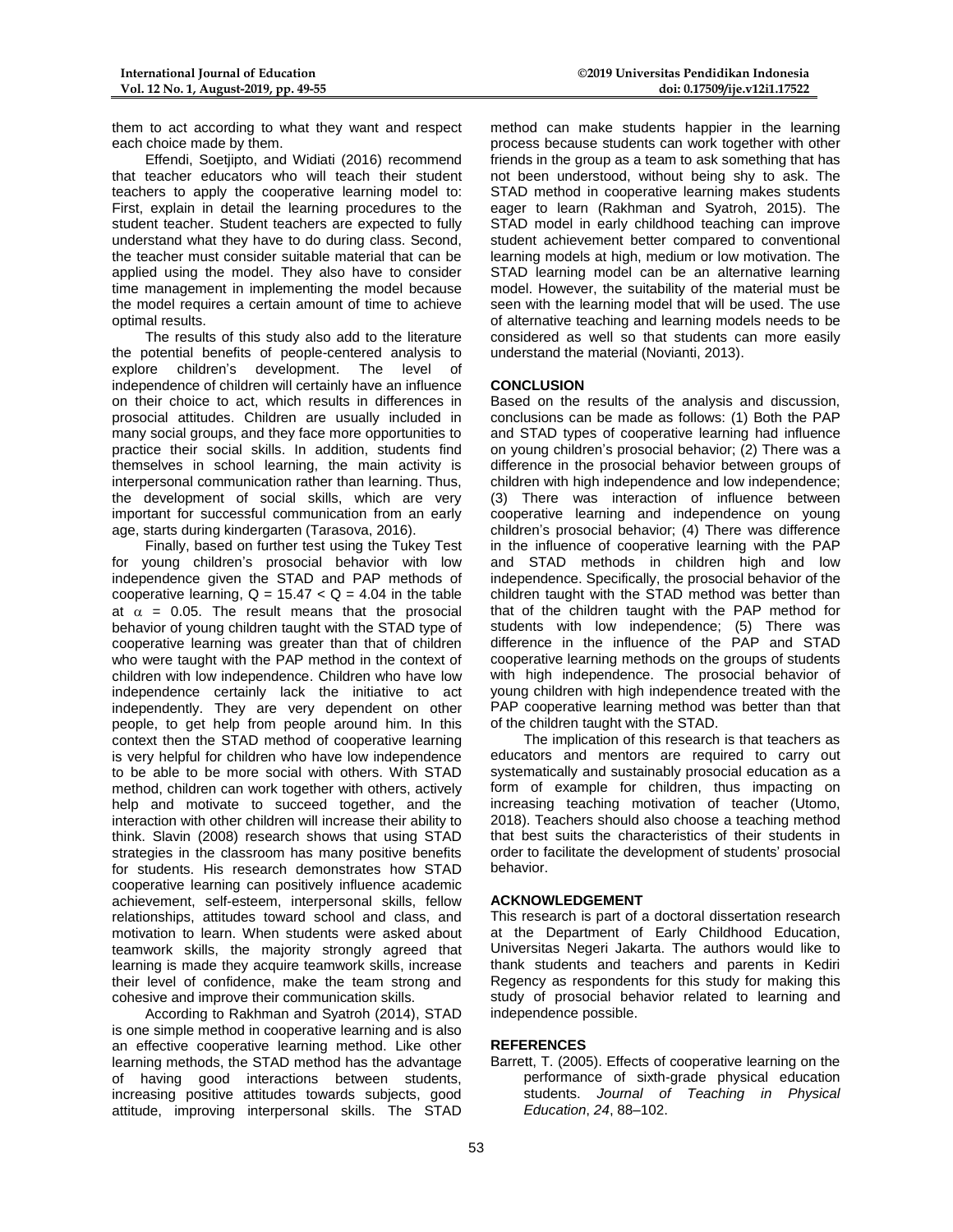them to act according to what they want and respect each choice made by them.

Effendi, Soetjipto, and Widiati (2016) recommend that teacher educators who will teach their student teachers to apply the cooperative learning model to: First, explain in detail the learning procedures to the student teacher. Student teachers are expected to fully understand what they have to do during class. Second, the teacher must consider suitable material that can be applied using the model. They also have to consider time management in implementing the model because the model requires a certain amount of time to achieve optimal results.

The results of this study also add to the literature the potential benefits of people-centered analysis to explore children's development. The level of independence of children will certainly have an influence on their choice to act, which results in differences in prosocial attitudes. Children are usually included in many social groups, and they face more opportunities to practice their social skills. In addition, students find themselves in school learning, the main activity is interpersonal communication rather than learning. Thus, the development of social skills, which are very important for successful communication from an early age, starts during kindergarten (Tarasova, 2016).

Finally, based on further test using the Tukey Test for young children's prosocial behavior with low independence given the STAD and PAP methods of cooperative learning, $Q = 15.47 < Q = 4.04$ in the table at $\alpha = 0.05$. The result means that the prosocial behavior of young children taught with the STAD type of cooperative learning was greater than that of children who were taught with the PAP method in the context of children with low independence. Children who have low independence certainly lack the initiative to act independently. They are very dependent on other people, to get help from people around him. In this context then the STAD method of cooperative learning is very helpful for children who have low independence to be able to be more social with others. With STAD method, children can work together with others, actively help and motivate to succeed together, and the interaction with other children will increase their ability to think. Slavin (2008) research shows that using STAD strategies in the classroom has many positive benefits for students. His research demonstrates how STAD cooperative learning can positively influence academic achievement, self-esteem, interpersonal skills, fellow relationships, attitudes toward school and class, and motivation to learn. When students were asked about teamwork skills, the majority strongly agreed that learning is made they acquire teamwork skills, increase their level of confidence, make the team strong and cohesive and improve their communication skills.

According to Rakhman and Syatroh (2014), STAD is one simple method in cooperative learning and is also an effective cooperative learning method. Like other learning methods, the STAD method has the advantage of having good interactions between students, increasing positive attitudes towards subjects, good attitude, improving interpersonal skills. The STAD method can make students happier in the learning process because students can work together with other friends in the group as a team to ask something that has not been understood, without being shy to ask. The STAD method in cooperative learning makes students eager to learn (Rakhman and Syatroh, 2015). The STAD model in early childhood teaching can improve student achievement better compared to conventional learning models at high, medium or low motivation. The STAD learning model can be an alternative learning model. However, the suitability of the material must be seen with the learning model that will be used. The use of alternative teaching and learning models needs to be considered as well so that students can more easily understand the material (Novianti, 2013).

## CONCLUSION

Based on the results of the analysis and discussion, conclusions can be made as follows: (1) Both the PAP and STAD types of cooperative learning had influence on young children's prosocial behavior; (2) There was a difference in the prosocial behavior between groups of children with high independence and low independence; (3) There was interaction of influence between cooperative learning and independence on young children's prosocial behavior; (4) There was difference in the influence of cooperative learning with the PAP and STAD methods in children high and low independence. Specifically, the prosocial behavior of the children taught with the STAD method was better than that of the children taught with the PAP method for students with low independence; (5) There was difference in the influence of the PAP and STAD cooperative learning methods on the groups of students with high independence. The prosocial behavior of young children with high independence treated with the PAP cooperative learning method was better than that of the children taught with the STAD.

The implication of this research is that teachers as educators and mentors are required to carry out systematically and sustainably prosocial education as a form of example for children, thus impacting on increasing teaching motivation of teacher (Utomo, 2018). Teachers should also choose a teaching method that best suits the characteristics of their students in order to facilitate the development of students' prosocial behavior.

## ACKNOWLEDGEMENT

This research is part of a doctoral dissertation research at the Department of Early Childhood Education, Universitas Negeri Jakarta. The authors would like to thank students and teachers and parents in Kediri Regency as respondents for this study for making this study of prosocial behavior related to learning and independence possible.

## REFERENCES

Barrett, T. (2005). Effects of cooperative learning on the performance of sixth-grade physical education students. *Journal of Teaching in Physical Education*, *24*, 88–102.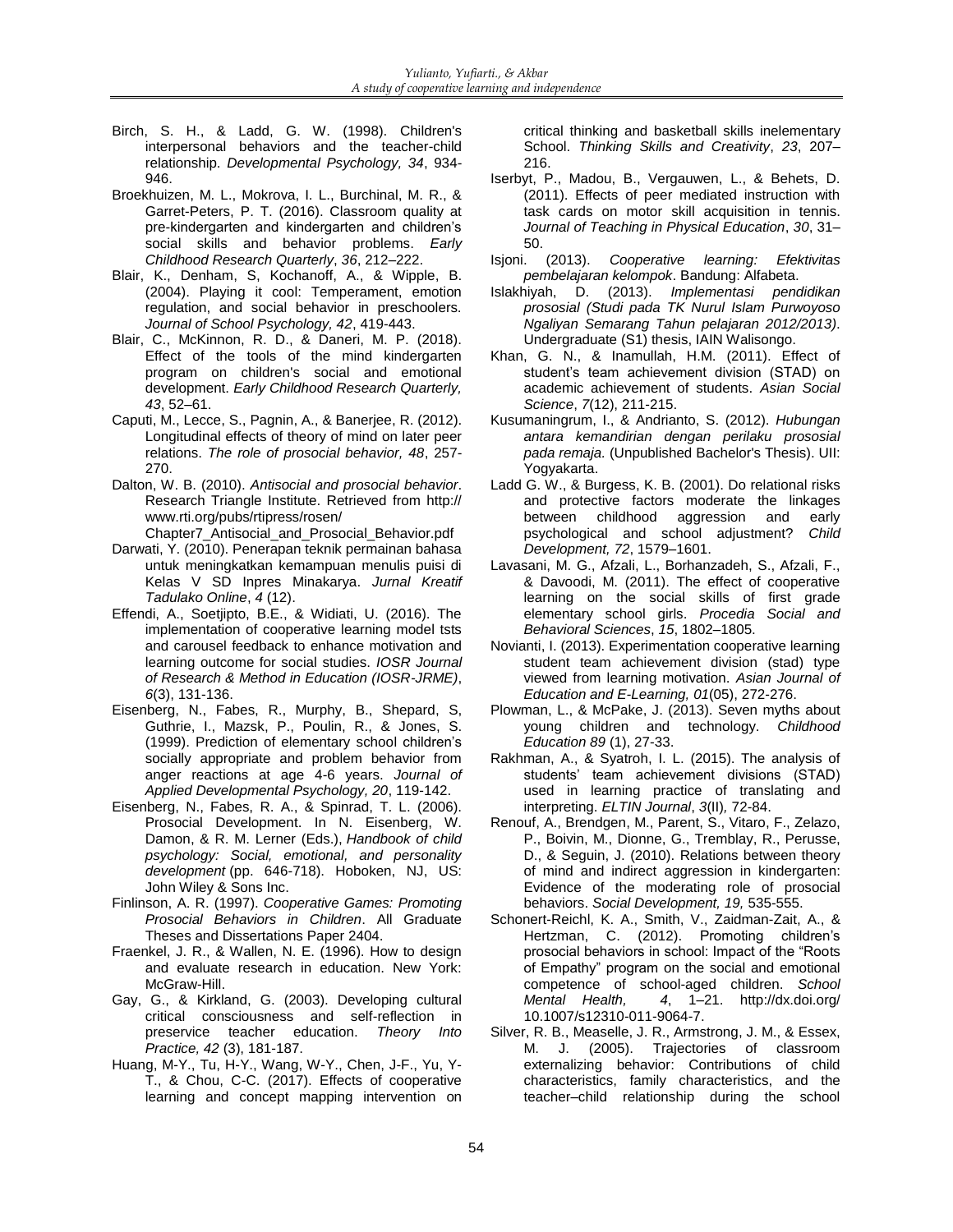Birch, S. H., & Ladd, G. W. (1998). Children's interpersonal behaviors and the teacher-child relationship. *Developmental Psychology, 34*, 934-946.

Broekhuizen, M. L., Mokrova, I. L., Burchinal, M. R., & Garret-Peters, P. T. (2016). Classroom quality at pre-kindergarten and kindergarten and children's social skills and behavior problems. *Early Childhood Research Quarterly*, *36*, 212–222.

Blair, K., Denham, S, Kochanoff, A., & Wipple, B. (2004). Playing it cool: Temperament, emotion regulation, and social behavior in preschoolers. *Journal of School Psychology, 42*, 419-443.

Blair, C., McKinnon, R. D., & Daneri, M. P. (2018). Effect of the tools of the mind kindergarten program on children's social and emotional development. *Early Childhood Research Quarterly, 43*, 52–61.

Caputi, M., Lecce, S., Pagnin, A., & Banerjee, R. (2012). Longitudinal effects of theory of mind on later peer relations. *The role of prosocial behavior, 48*, 257-270.

Dalton, W. B. (2010). *Antisocial and prosocial behavior*. Research Triangle Institute. Retrieved from http:// www.rti.org/pubs/rtipress/rosen/ Chapter7_Antisocial_and_Prosocial_Behavior.pdf

Darwati, Y. (2010). Penerapan teknik permainan bahasa untuk meningkatkan kemampuan menulis puisi di Kelas V SD Inpres Minakarya. *Jurnal Kreatif Tadulako Online*, *4* (12).

Effendi, A., Soetjipto, B.E., & Widiati, U. (2016). The implementation of cooperative learning model tsts and carousel feedback to enhance motivation and learning outcome for social studies. *IOSR Journal of Research & Method in Education (IOSR-JRME)*, *6*(3), 131-136.

Eisenberg, N., Fabes, R., Murphy, B., Shepard, S, Guthrie, I., Mazsk, P., Poulin, R., & Jones, S. (1999). Prediction of elementary school children's socially appropriate and problem behavior from anger reactions at age 4-6 years. *Journal of Applied Developmental Psychology, 20*, 119-142.

Eisenberg, N., Fabes, R. A., & Spinrad, T. L. (2006). Prosocial Development. In N. Eisenberg, W. Damon, & R. M. Lerner (Eds.), *Handbook of child psychology: Social, emotional, and personality development* (pp. 646-718). Hoboken, NJ, US: John Wiley & Sons Inc.

Finlinson, A. R. (1997). *Cooperative Games: Promoting Prosocial Behaviors in Children*. All Graduate Theses and Dissertations Paper 2404.

Fraenkel, J. R., & Wallen, N. E. (1996). How to design and evaluate research in education. New York: McGraw-Hill.

Gay, G., & Kirkland, G. (2003). Developing cultural critical consciousness and self-reflection in preservice teacher education. *Theory Into Practice, 42* (3), 181-187.

Huang, M-Y., Tu, H-Y., Wang, W-Y., Chen, J-F., Yu, Y-T., & Chou, C-C. (2017). Effects of cooperative learning and concept mapping intervention on critical thinking and basketball skills inelementary School. *Thinking Skills and Creativity*, *23*, 207–216.

Iserbyt, P., Madou, B., Vergauwen, L., & Behets, D. (2011). Effects of peer mediated instruction with task cards on motor skill acquisition in tennis. *Journal of Teaching in Physical Education*, *30*, 31–50.

Isjoni. (2013). *Cooperative learning: Efektivitas pembelajaran kelompok*. Bandung: Alfabeta.

Islakhiyah, D. (2013). *Implementasi pendidikan prososial (Studi pada TK Nurul Islam Purwoyoso Ngaliyan Semarang Tahun pelajaran 2012/2013)*. Undergraduate (S1) thesis, IAIN Walisongo.

Khan, G. N., & Inamullah, H.M. (2011). Effect of student's team achievement division (STAD) on academic achievement of students. *Asian Social Science*, *7*(12), 211-215.

Kusumaningrum, I., & Andrianto, S. (2012). *Hubungan antara kemandirian dengan perilaku prososial pada remaja.* (Unpublished Bachelor's Thesis). UII: Yogyakarta.

Ladd G. W., & Burgess, K. B. (2001). Do relational risks and protective factors moderate the linkages between childhood aggression and early psychological and school adjustment? *Child Development, 72*, 1579–1601.

Lavasani, M. G., Afzali, L., Borhanzadeh, S., Afzali, F., & Davoodi, M. (2011). The effect of cooperative learning on the social skills of first grade elementary school girls. *Procedia Social and Behavioral Sciences*, *15*, 1802–1805.

Novianti, I. (2013). Experimentation cooperative learning student team achievement division (stad) type viewed from learning motivation. *Asian Journal of Education and E-Learning, 01*(05), 272-276.

Plowman, L., & McPake, J. (2013). Seven myths about young children and technology. *Childhood Education 89* (1), 27-33.

Rakhman, A., & Syatroh, I. L. (2015). The analysis of students' team achievement divisions (STAD) used in learning practice of translating and interpreting. *ELTIN Journal*, *3*(II)*,* 72-84.

Renouf, A., Brendgen, M., Parent, S., Vitaro, F., Zelazo, P., Boivin, M., Dionne, G., Tremblay, R., Perusse, D., & Seguin, J. (2010). Relations between theory of mind and indirect aggression in kindergarten: Evidence of the moderating role of prosocial behaviors. *Social Development, 19,* 535-555.

Schonert-Reichl, K. A., Smith, V., Zaidman-Zait, A., & Hertzman, C. (2012). Promoting children's prosocial behaviors in school: Impact of the "Roots of Empathy" program on the social and emotional competence of school-aged children. *School Mental Health, 4*, 1–21. http://dx.doi.org/ 10.1007/s12310-011-9064-7.

Silver, R. B., Measelle, J. R., Armstrong, J. M., & Essex, M. J. (2005). Trajectories of classroom externalizing behavior: Contributions of child characteristics, family characteristics, and the teacher–child relationship during the school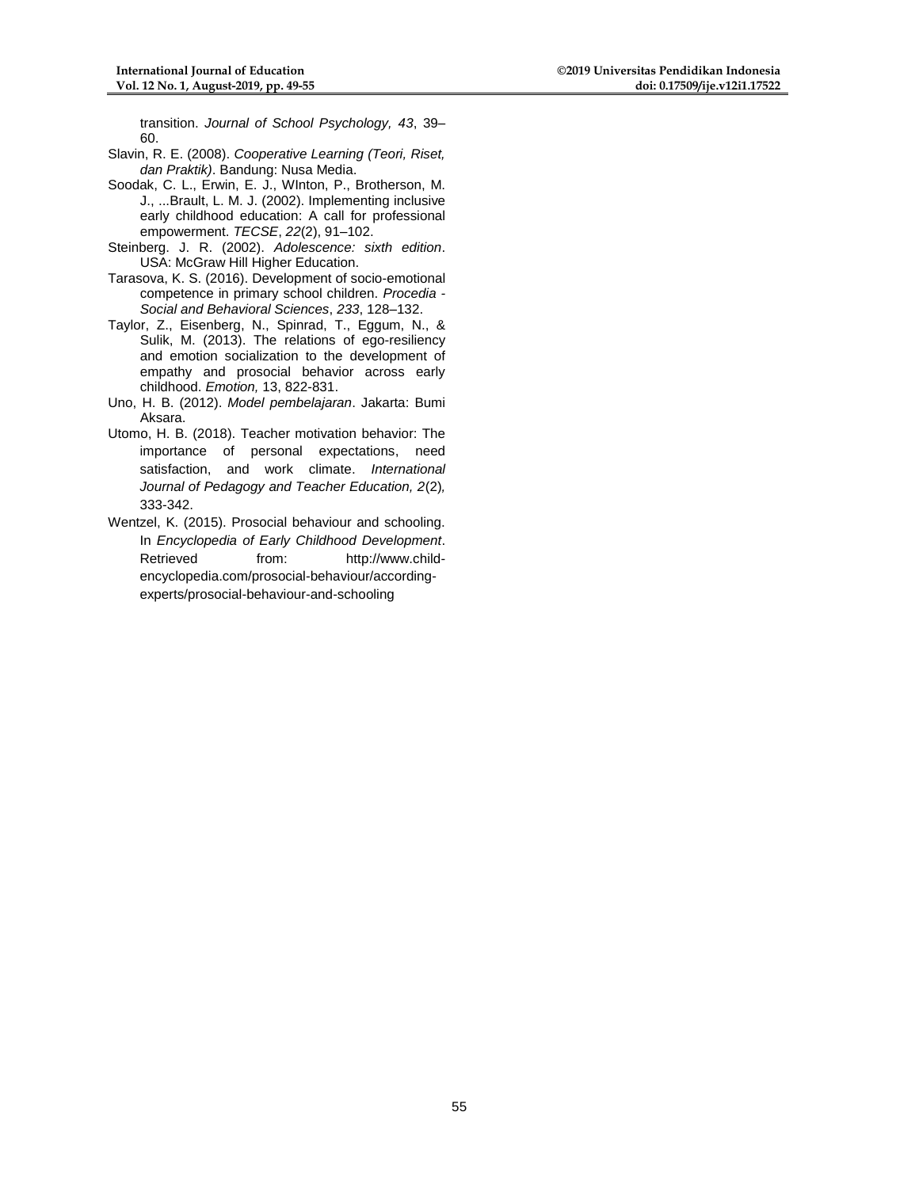transition. *Journal of School Psychology, 43*, 39–60.

Slavin, R. E. (2008). *Cooperative Learning (Teori, Riset, dan Praktik)*. Bandung: Nusa Media.

Soodak, C. L., Erwin, E. J., WInton, P., Brotherson, M. J., ...Brault, L. M. J. (2002). Implementing inclusive early childhood education: A call for professional empowerment. *TECSE*, *22*(2), 91–102.

Steinberg. J. R. (2002). *Adolescence: sixth edition*. USA: McGraw Hill Higher Education.

Tarasova, K. S. (2016). Development of socio-emotional competence in primary school children. *Procedia - Social and Behavioral Sciences*, *233*, 128–132.

Taylor, Z., Eisenberg, N., Spinrad, T., Eggum, N., & Sulik, M. (2013). The relations of ego-resiliency and emotion socialization to the development of empathy and prosocial behavior across early childhood. *Emotion,* 13, 822-831.

Uno, H. B. (2012). *Model pembelajaran*. Jakarta: Bumi Aksara.

Utomo, H. B. (2018). Teacher motivation behavior: The importance of personal expectations, need satisfaction, and work climate. *International Journal of Pedagogy and Teacher Education, 2*(2)*,* 333-342.

Wentzel, K. (2015). Prosocial behaviour and schooling. In *Encyclopedia of Early Childhood Development*. Retrieved from: http://www.child-encyclopedia.com/prosocial-behaviour/according-experts/prosocial-behaviour-and-schooling